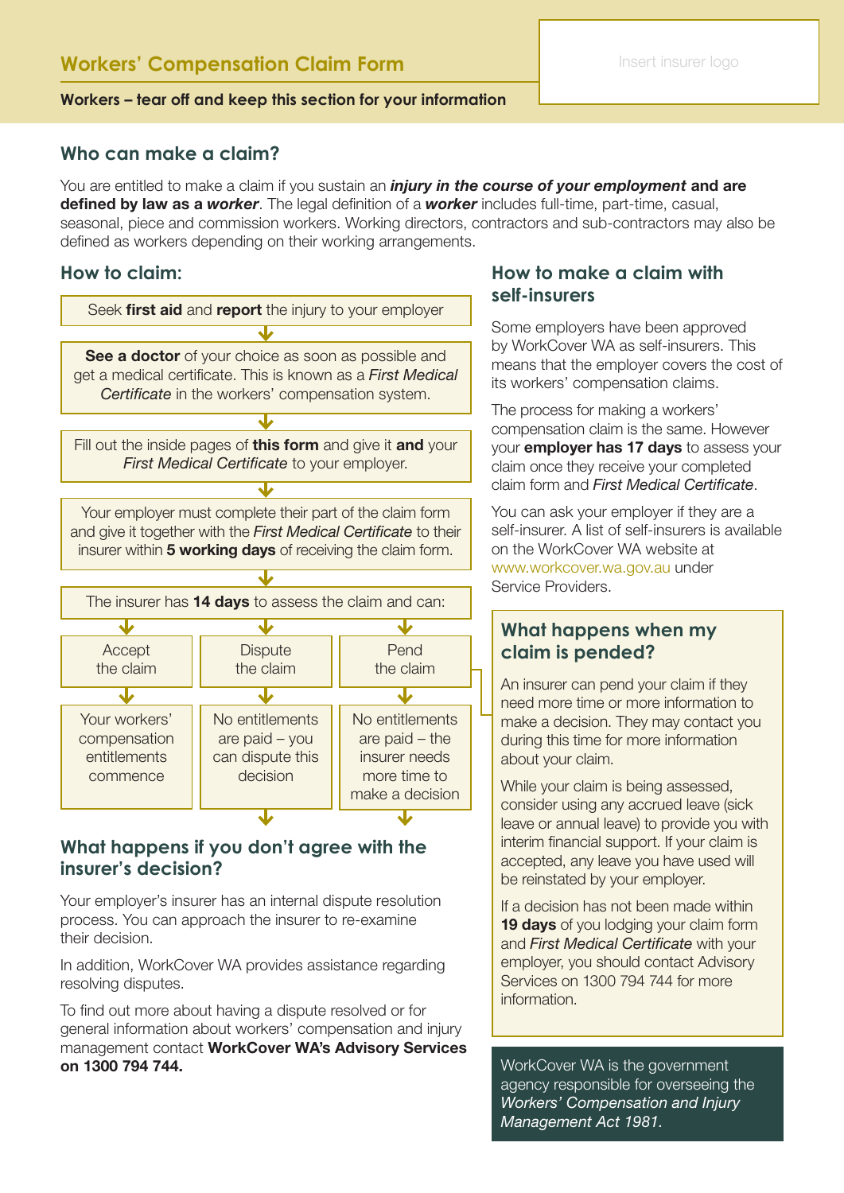## Workers' Compensation Claim Form

Insert insurer logo

**Workers – tear off and keep this section for your information**

### Who can make a claim?

You are entitled to make a claim if you sustain an ***injury in the course of your employment*** **and are defined by law as a *worker***. The legal definition of a ***worker*** includes full-time, part-time, casual, seasonal, piece and commission workers. Working directors, contractors and sub-contractors may also be defined as workers depending on their working arrangements.

### How to claim:

1. Seek **first aid** and **report** the injury to your employer
2. **See a doctor** of your choice as soon as possible and get a medical certificate. This is known as a *First Medical Certificate* in the workers' compensation system.
3. Fill out the inside pages of **this form** and give it **and** your *First Medical Certificate* to your employer.
4. Your employer must complete their part of the claim form and give it together with the *First Medical Certificate* to their insurer within **5 working days** of receiving the claim form.
5. The insurer has **14 days** to assess the claim and can:

| Accept the claim | Dispute the claim | Pend the claim |
|---|---|---|
| Your workers' compensation entitlements commence | No entitlements are paid – you can dispute this decision | No entitlements are paid – the insurer needs more time to make a decision |

### What happens if you don't agree with the insurer's decision?

Your employer's insurer has an internal dispute resolution process. You can approach the insurer to re-examine their decision.

In addition, WorkCover WA provides assistance regarding resolving disputes.

To find out more about having a dispute resolved or for general information about workers' compensation and injury management contact **WorkCover WA's Advisory Services on 1300 794 744.**

### How to make a claim with self-insurers

Some employers have been approved by WorkCover WA as self-insurers. This means that the employer covers the cost of its workers' compensation claims.

The process for making a workers' compensation claim is the same. However your **employer has 17 days** to assess your claim once they receive your completed claim form and *First Medical Certificate*.

You can ask your employer if they are a self-insurer. A list of self-insurers is available on the WorkCover WA website at www.workcover.wa.gov.au under Service Providers.

### What happens when my claim is pended?

An insurer can pend your claim if they need more time or more information to make a decision. They may contact you during this time for more information about your claim.

While your claim is being assessed, consider using any accrued leave (sick leave or annual leave) to provide you with interim financial support. If your claim is accepted, any leave you have used will be reinstated by your employer.

If a decision has not been made within **19 days** of you lodging your claim form and *First Medical Certificate* with your employer, you should contact Advisory Services on 1300 794 744 for more information.

WorkCover WA is the government agency responsible for overseeing the *Workers' Compensation and Injury Management Act 1981.*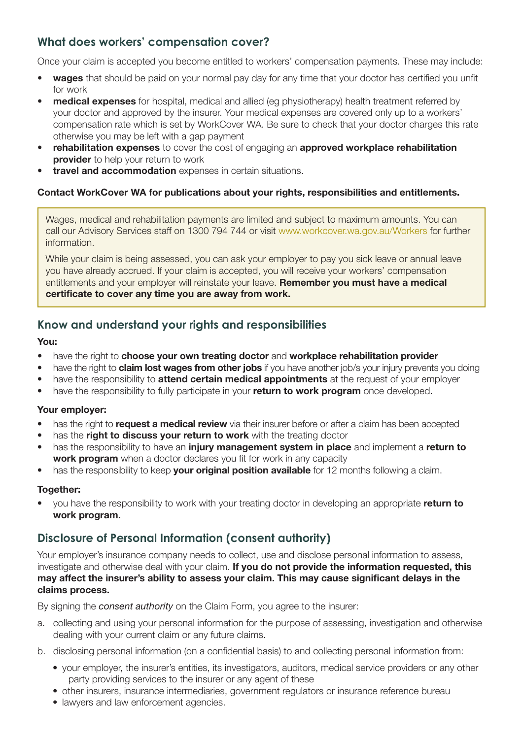## What does workers' compensation cover?

Once your claim is accepted you become entitled to workers' compensation payments. These may include:

- **wages** that should be paid on your normal pay day for any time that your doctor has certified you unfit for work
- **medical expenses** for hospital, medical and allied (eg physiotherapy) health treatment referred by your doctor and approved by the insurer. Your medical expenses are covered only up to a workers' compensation rate which is set by WorkCover WA. Be sure to check that your doctor charges this rate otherwise you may be left with a gap payment
- **rehabilitation expenses** to cover the cost of engaging an **approved workplace rehabilitation provider** to help your return to work
- **travel and accommodation** expenses in certain situations.

**Contact WorkCover WA for publications about your rights, responsibilities and entitlements.**

Wages, medical and rehabilitation payments are limited and subject to maximum amounts. You can call our Advisory Services staff on 1300 794 744 or visit www.workcover.wa.gov.au/Workers for further information.

While your claim is being assessed, you can ask your employer to pay you sick leave or annual leave you have already accrued. If your claim is accepted, you will receive your workers' compensation entitlements and your employer will reinstate your leave. **Remember you must have a medical certificate to cover any time you are away from work.**

## Know and understand your rights and responsibilities

**You:**

- have the right to **choose your own treating doctor** and **workplace rehabilitation provider**
- have the right to **claim lost wages from other jobs** if you have another job/s your injury prevents you doing
- have the responsibility to **attend certain medical appointments** at the request of your employer
- have the responsibility to fully participate in your **return to work program** once developed.

**Your employer:**

- has the right to **request a medical review** via their insurer before or after a claim has been accepted
- has the **right to discuss your return to work** with the treating doctor
- has the responsibility to have an **injury management system in place** and implement a **return to work program** when a doctor declares you fit for work in any capacity
- has the responsibility to keep **your original position available** for 12 months following a claim.

**Together:**

- you have the responsibility to work with your treating doctor in developing an appropriate **return to work program.**

## Disclosure of Personal Information (consent authority)

Your employer's insurance company needs to collect, use and disclose personal information to assess, investigate and otherwise deal with your claim. **If you do not provide the information requested, this may affect the insurer's ability to assess your claim. This may cause significant delays in the claims process.**

By signing the *consent authority* on the Claim Form, you agree to the insurer:

a. collecting and using your personal information for the purpose of assessing, investigation and otherwise dealing with your current claim or any future claims.

b. disclosing personal information (on a confidential basis) to and collecting personal information from:

   - your employer, the insurer's entities, its investigators, auditors, medical service providers or any other party providing services to the insurer or any agent of these
   - other insurers, insurance intermediaries, government regulators or insurance reference bureau
   - lawyers and law enforcement agencies.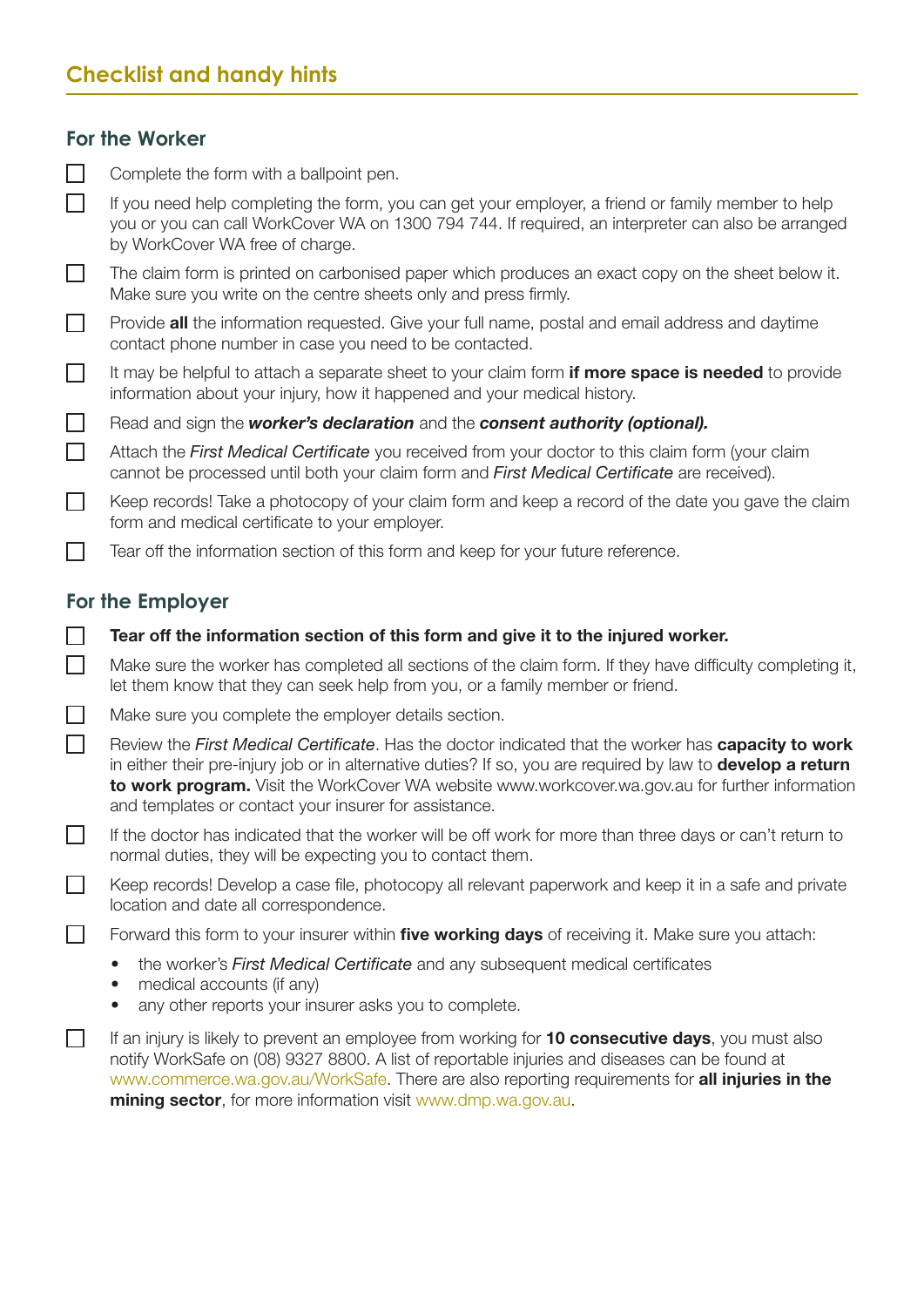## Checklist and handy hints

### For the Worker

- [ ] Complete the form with a ballpoint pen.
- [ ] If you need help completing the form, you can get your employer, a friend or family member to help you or you can call WorkCover WA on 1300 794 744. If required, an interpreter can also be arranged by WorkCover WA free of charge.
- [ ] The claim form is printed on carbonised paper which produces an exact copy on the sheet below it. Make sure you write on the centre sheets only and press firmly.
- [ ] Provide **all** the information requested. Give your full name, postal and email address and daytime contact phone number in case you need to be contacted.
- [ ] It may be helpful to attach a separate sheet to your claim form **if more space is needed** to provide information about your injury, how it happened and your medical history.
- [ ] Read and sign the ***worker's declaration*** and the ***consent authority (optional).***
- [ ] Attach the *First Medical Certificate* you received from your doctor to this claim form (your claim cannot be processed until both your claim form and *First Medical Certificate* are received).
- [ ] Keep records! Take a photocopy of your claim form and keep a record of the date you gave the claim form and medical certificate to your employer.
- [ ] Tear off the information section of this form and keep for your future reference.

### For the Employer

- [ ] **Tear off the information section of this form and give it to the injured worker.**
- [ ] Make sure the worker has completed all sections of the claim form. If they have difficulty completing it, let them know that they can seek help from you, or a family member or friend.
- [ ] Make sure you complete the employer details section.
- [ ] Review the *First Medical Certificate*. Has the doctor indicated that the worker has **capacity to work** in either their pre-injury job or in alternative duties? If so, you are required by law to **develop a return to work program.** Visit the WorkCover WA website www.workcover.wa.gov.au for further information and templates or contact your insurer for assistance.
- [ ] If the doctor has indicated that the worker will be off work for more than three days or can't return to normal duties, they will be expecting you to contact them.
- [ ] Keep records! Develop a case file, photocopy all relevant paperwork and keep it in a safe and private location and date all correspondence.
- [ ] Forward this form to your insurer within **five working days** of receiving it. Make sure you attach:
  - the worker's *First Medical Certificate* and any subsequent medical certificates
  - medical accounts (if any)
  - any other reports your insurer asks you to complete.
- [ ] If an injury is likely to prevent an employee from working for **10 consecutive days**, you must also notify WorkSafe on (08) 9327 8800. A list of reportable injuries and diseases can be found at www.commerce.wa.gov.au/WorkSafe. There are also reporting requirements for **all injuries in the mining sector**, for more information visit www.dmp.wa.gov.au.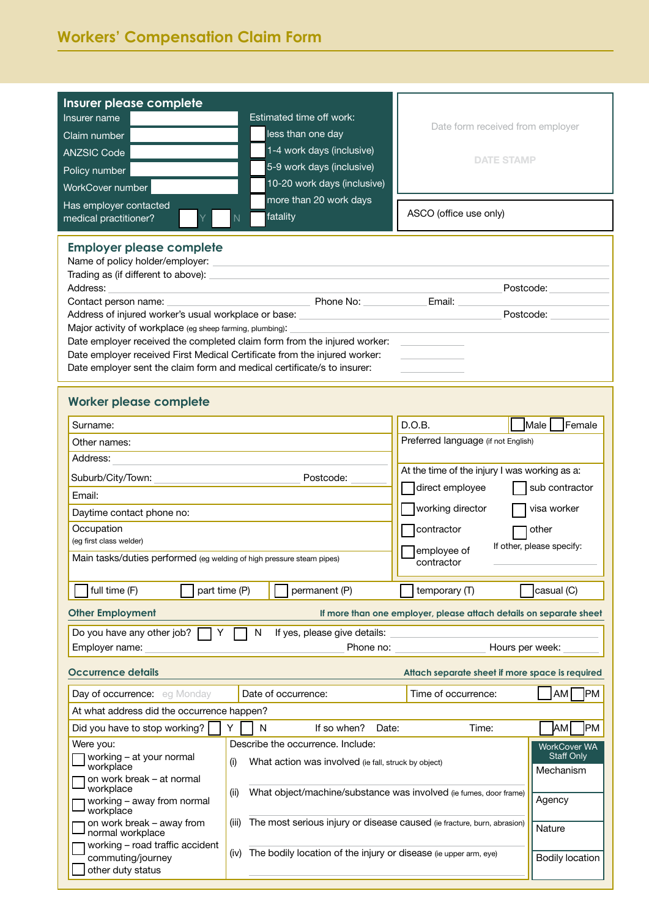# Workers' Compensation Claim Form

## Insurer please complete

Insurer name

Claim number

ANZSIC Code

Policy number

WorkCover number

Has employer contacted medical practitioner? ☐ Y ☐ N

Estimated time off work:

- ☐ less than one day
- ☐ 1-4 work days (inclusive)
- ☐ 5-9 work days (inclusive)
- ☐ 10-20 work days (inclusive)
- ☐ more than 20 work days
- ☐ fatality

Date form received from employer

DATE STAMP

ASCO (office use only)

## Employer please complete

Name of policy holder/employer:

Trading as (if different to above):

Address: Postcode:

Contact person name: Phone No: Email:

Address of injured worker's usual workplace or base: Postcode:

Major activity of workplace (eg sheep farming, plumbing):

Date employer received the completed claim form from the injured worker:

Date employer received First Medical Certificate from the injured worker:

Date employer sent the claim form and medical certificate/s to insurer:

## Worker please complete

Surname:

Other names:

Address:

Suburb/City/Town: Postcode:

Email:

Daytime contact phone no:

Occupation
(eg first class welder)

Main tasks/duties performed (eg welding of high pressure steam pipes)

D.O.B. ☐ Male ☐ Female

Preferred language (if not English)

At the time of the injury I was working as a:

- ☐ direct employee
- ☐ sub contractor
- ☐ working director
- ☐ visa worker
- ☐ contractor
- ☐ other
- ☐ employee of contractor

If other, please specify:

☐ full time (F) ☐ part time (P) ☐ permanent (P) ☐ temporary (T) ☐ casual (C)

### Other Employment

If more than one employer, please attach details on separate sheet

Do you have any other job? ☐ Y ☐ N If yes, please give details:

Employer name: Phone no: Hours per week:

### Occurrence details

Attach separate sheet if more space is required

Day of occurrence: eg Monday Date of occurrence: Time of occurrence: ☐ AM ☐ PM

At what address did the occurrence happen?

Did you have to stop working? ☐ Y ☐ N If so when? Date: Time: ☐ AM ☐ PM

Were you:

- ☐ working – at your normal workplace
- ☐ on work break – at normal workplace
- ☐ working – away from normal workplace
- ☐ on work break – away from normal workplace
- ☐ working – road traffic accident commuting/journey
- ☐ other duty status

Describe the occurrence. Include:

(i) What action was involved (ie fall, struck by object)

(ii) What object/machine/substance was involved (ie fumes, door frame)

(iii) The most serious injury or disease caused (ie fracture, burn, abrasion)

(iv) The bodily location of the injury or disease (ie upper arm, eye)

WorkCover WA Staff Only

Mechanism

Agency

Nature

Bodily location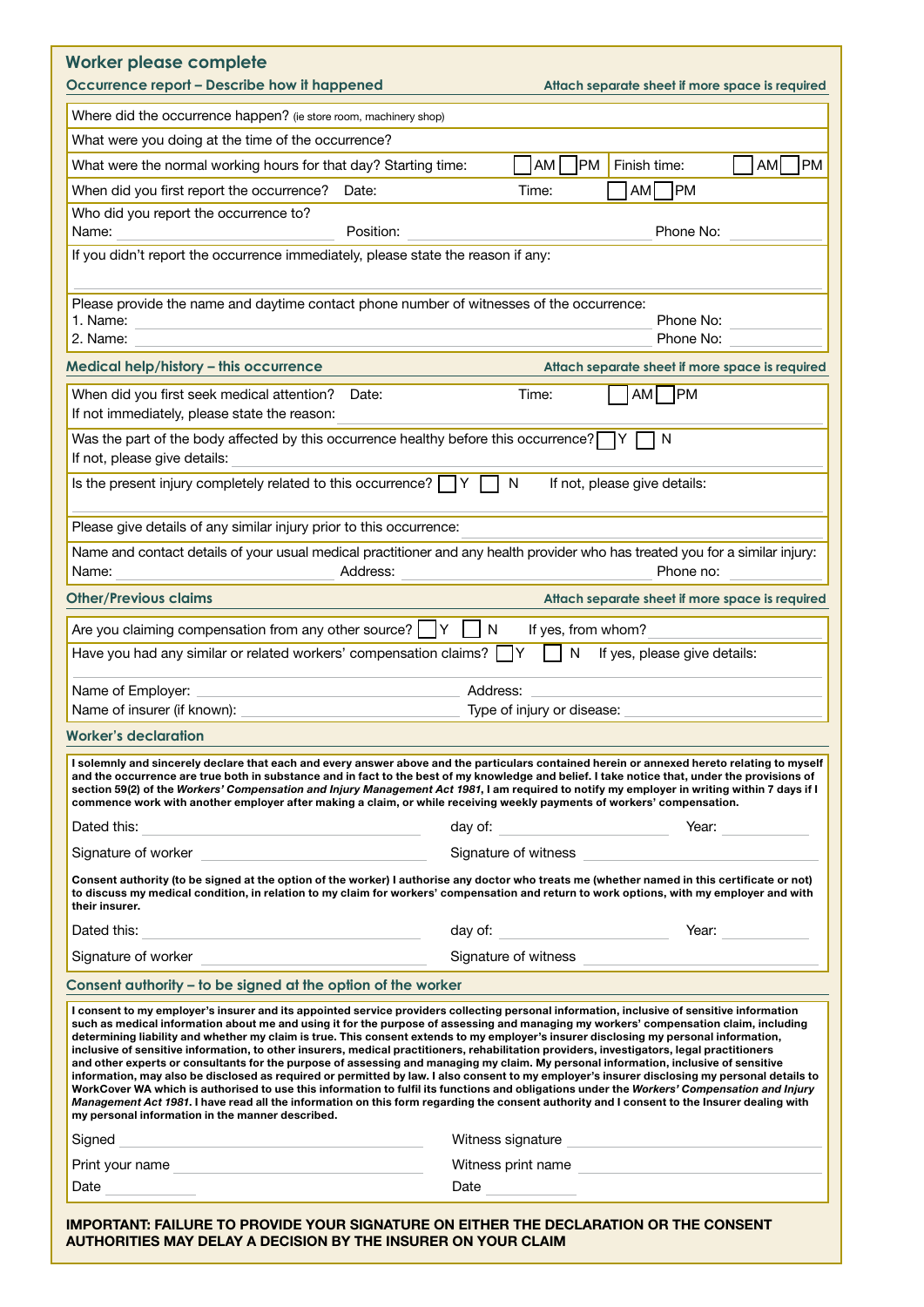## Worker please complete

### Occurrence report – Describe how it happened

*Attach separate sheet if more space is required*

Where did the occurrence happen? (ie store room, machinery shop)

What were you doing at the time of the occurrence?

What were the normal working hours for that day? Starting time: ☐ AM ☐ PM Finish time: ☐ AM ☐ PM

When did you first report the occurrence? Date: Time: ☐ AM ☐ PM

Who did you report the occurrence to?
Name: Position: Phone No:

If you didn't report the occurrence immediately, please state the reason if any:

Please provide the name and daytime contact phone number of witnesses of the occurrence:
1. Name: Phone No:
2. Name: Phone No:

### Medical help/history – this occurrence

*Attach separate sheet if more space is required*

When did you first seek medical attention? Date: Time: ☐ AM ☐ PM
If not immediately, please state the reason:

Was the part of the body affected by this occurrence healthy before this occurrence? ☐ Y ☐ N
If not, please give details:

Is the present injury completely related to this occurrence? ☐ Y ☐ N If not, please give details:

Please give details of any similar injury prior to this occurrence:

Name and contact details of your usual medical practitioner and any health provider who has treated you for a similar injury:
Name: Address: Phone no:

### Other/Previous claims

*Attach separate sheet if more space is required*

Are you claiming compensation from any other source? ☐ Y ☐ N If yes, from whom?

Have you had any similar or related workers' compensation claims? ☐ Y ☐ N If yes, please give details:

Name of Employer: Address:
Name of insurer (if known): Type of injury or disease:

### Worker's declaration

**I solemnly and sincerely declare that each and every answer above and the particulars contained herein or annexed hereto relating to myself and the occurrence are true both in substance and in fact to the best of my knowledge and belief. I take notice that, under the provisions of section 59(2) of the *Workers' Compensation and Injury Management Act 1981*, I am required to notify my employer in writing within 7 days if I commence work with another employer after making a claim, or while receiving weekly payments of workers' compensation.**

Dated this: day of: Year:

Signature of worker Signature of witness

**Consent authority (to be signed at the option of the worker) I authorise any doctor who treats me (whether named in this certificate or not) to discuss my medical condition, in relation to my claim for workers' compensation and return to work options, with my employer and with their insurer.**

Dated this: day of: Year:

Signature of worker Signature of witness

### Consent authority – to be signed at the option of the worker

**I consent to my employer's insurer and its appointed service providers collecting personal information, inclusive of sensitive information such as medical information about me and using it for the purpose of assessing and managing my workers' compensation claim, including determining liability and whether my claim is true. This consent extends to my employer's insurer disclosing my personal information, inclusive of sensitive information, to other insurers, medical practitioners, rehabilitation providers, investigators, legal practitioners and other experts or consultants for the purpose of assessing and managing my claim. My personal information, inclusive of sensitive information, may also be disclosed as required or permitted by law. I also consent to my employer's insurer disclosing my personal details to WorkCover WA which is authorised to use this information to fulfil its functions and obligations under the *Workers' Compensation and Injury Management Act 1981*. I have read all the information on this form regarding the consent authority and I consent to the Insurer dealing with my personal information in the manner described.**

Signed Witness signature

Print your name Witness print name

Date Date

**IMPORTANT: FAILURE TO PROVIDE YOUR SIGNATURE ON EITHER THE DECLARATION OR THE CONSENT AUTHORITIES MAY DELAY A DECISION BY THE INSURER ON YOUR CLAIM**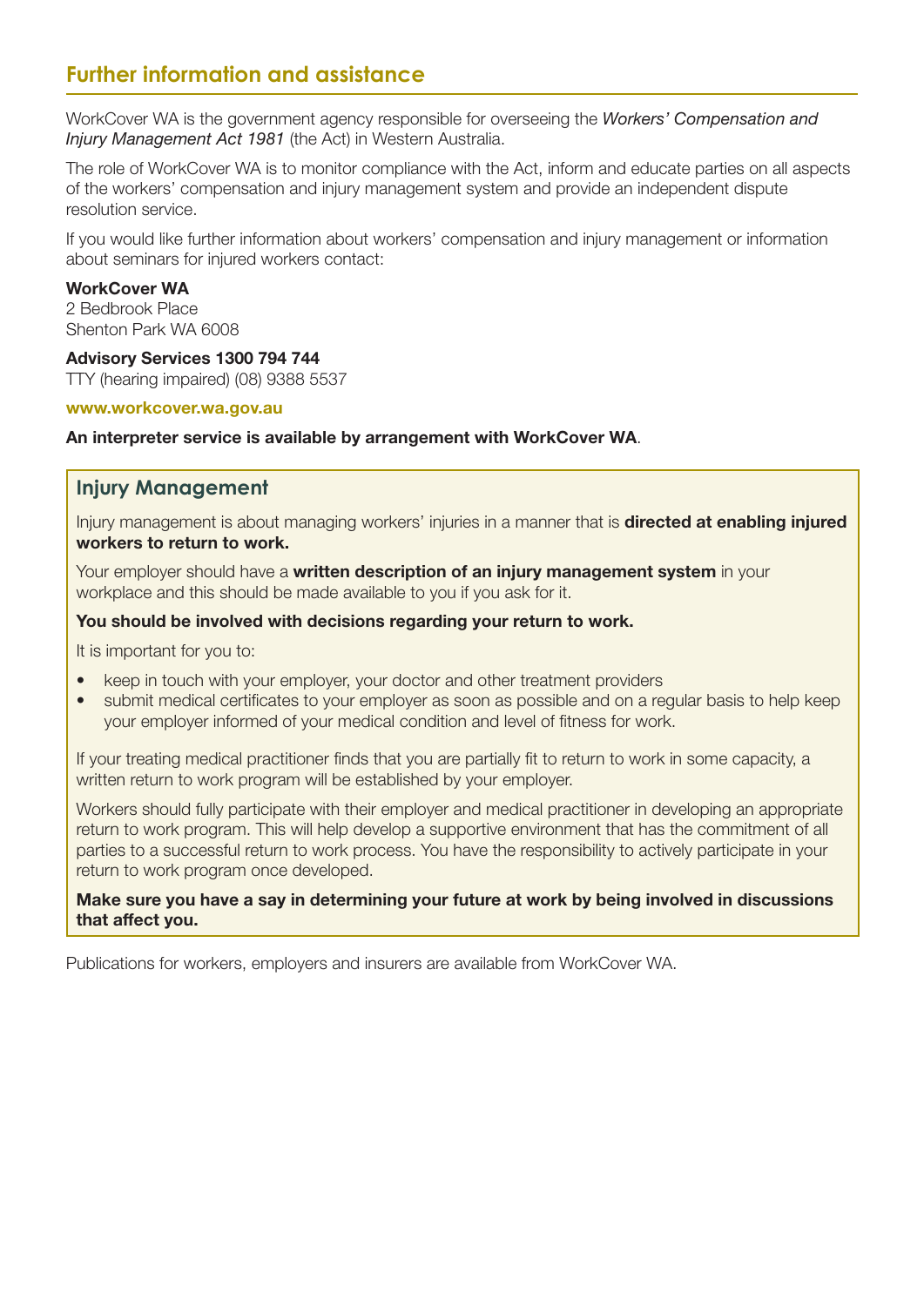## Further information and assistance

WorkCover WA is the government agency responsible for overseeing the *Workers' Compensation and Injury Management Act 1981* (the Act) in Western Australia.

The role of WorkCover WA is to monitor compliance with the Act, inform and educate parties on all aspects of the workers' compensation and injury management system and provide an independent dispute resolution service.

If you would like further information about workers' compensation and injury management or information about seminars for injured workers contact:

**WorkCover WA**
2 Bedbrook Place
Shenton Park WA 6008

**Advisory Services 1300 794 744**
TTY (hearing impaired) (08) 9388 5537

**www.workcover.wa.gov.au**

**An interpreter service is available by arrangement with WorkCover WA**.

### Injury Management

Injury management is about managing workers' injuries in a manner that is **directed at enabling injured workers to return to work.**

Your employer should have a **written description of an injury management system** in your workplace and this should be made available to you if you ask for it.

**You should be involved with decisions regarding your return to work.**

It is important for you to:

- keep in touch with your employer, your doctor and other treatment providers
- submit medical certificates to your employer as soon as possible and on a regular basis to help keep your employer informed of your medical condition and level of fitness for work.

If your treating medical practitioner finds that you are partially fit to return to work in some capacity, a written return to work program will be established by your employer.

Workers should fully participate with their employer and medical practitioner in developing an appropriate return to work program. This will help develop a supportive environment that has the commitment of all parties to a successful return to work process. You have the responsibility to actively participate in your return to work program once developed.

**Make sure you have a say in determining your future at work by being involved in discussions that affect you.**

Publications for workers, employers and insurers are available from WorkCover WA.